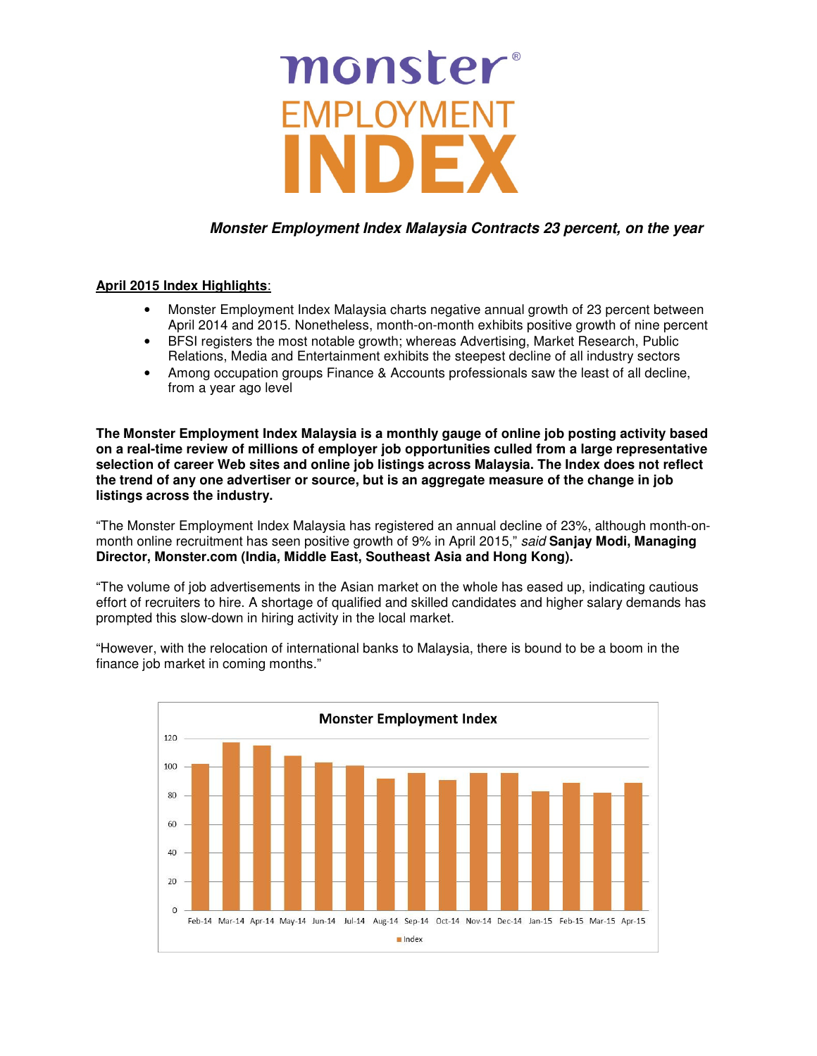# monster® EMPLOYMENT INDEX

***Monster Employment Index Malaysia Contracts 23 percent, on the year***

**April 2015 Index Highlights**:

- Monster Employment Index Malaysia charts negative annual growth of 23 percent between April 2014 and 2015. Nonetheless, month-on-month exhibits positive growth of nine percent
- BFSI registers the most notable growth; whereas Advertising, Market Research, Public Relations, Media and Entertainment exhibits the steepest decline of all industry sectors
- Among occupation groups Finance & Accounts professionals saw the least of all decline, from a year ago level

**The Monster Employment Index Malaysia is a monthly gauge of online job posting activity based on a real-time review of millions of employer job opportunities culled from a large representative selection of career Web sites and online job listings across Malaysia. The Index does not reflect the trend of any one advertiser or source, but is an aggregate measure of the change in job listings across the industry.**

"The Monster Employment Index Malaysia has registered an annual decline of 23%, although month-on-month online recruitment has seen positive growth of 9% in April 2015," *said* **Sanjay Modi, Managing Director, Monster.com (India, Middle East, Southeast Asia and Hong Kong).**

"The volume of job advertisements in the Asian market on the whole has eased up, indicating cautious effort of recruiters to hire. A shortage of qualified and skilled candidates and higher salary demands has prompted this slow-down in hiring activity in the local market.

"However, with the relocation of international banks to Malaysia, there is bound to be a boom in the finance job market in coming months."

**Monster Employment Index**

| Month | Index |
| --- | --- |
| Feb-14 | 102 |
| Mar-14 | 117 |
| Apr-14 | 115 |
| May-14 | 108 |
| Jun-14 | 103 |
| Jul-14 | 101 |
| Aug-14 | 92 |
| Sep-14 | 96 |
| Oct-14 | 91 |
| Nov-14 | 96 |
| Dec-14 | 96 |
| Jan-15 | 83 |
| Feb-15 | 89 |
| Mar-15 | 82 |
| Apr-15 | 89 |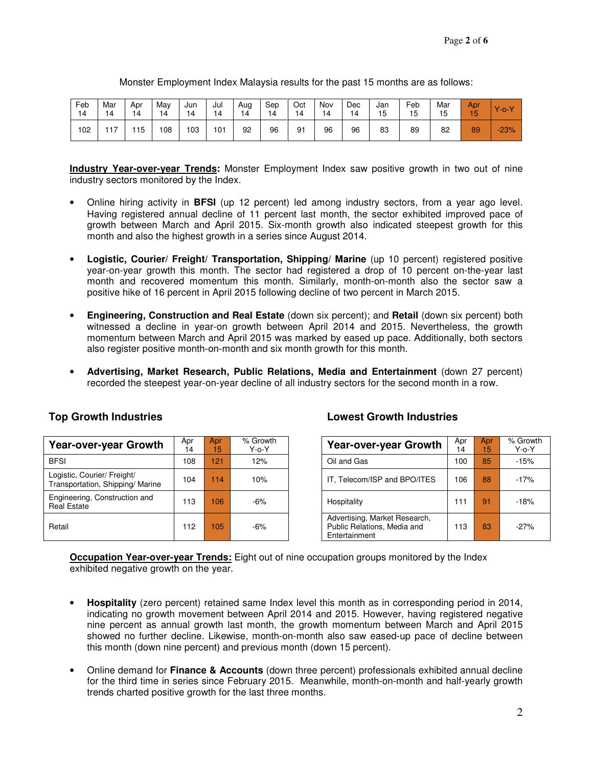Monster Employment Index Malaysia results for the past 15 months are as follows:

| Feb 14 | Mar 14 | Apr 14 | May 14 | Jun 14 | Jul 14 | Aug 14 | Sep 14 | Oct 14 | Nov 14 | Dec 14 | Jan 15 | Feb 15 | Mar 15 | Apr 15 | Y-o-Y |
|---|---|---|---|---|---|---|---|---|---|---|---|---|---|---|---|
| 102 | 117 | 115 | 108 | 103 | 101 | 92 | 96 | 91 | 96 | 96 | 83 | 89 | 82 | 89 | -23% |

**Industry Year-over-year Trends:** Monster Employment Index saw positive growth in two out of nine industry sectors monitored by the Index.

- Online hiring activity in **BFSI** (up 12 percent) led among industry sectors, from a year ago level. Having registered annual decline of 11 percent last month, the sector exhibited improved pace of growth between March and April 2015. Six-month growth also indicated steepest growth for this month and also the highest growth in a series since August 2014.
- **Logistic, Courier/ Freight/ Transportation, Shipping/ Marine** (up 10 percent) registered positive year-on-year growth this month. The sector had registered a drop of 10 percent on-the-year last month and recovered momentum this month. Similarly, month-on-month also the sector saw a positive hike of 16 percent in April 2015 following decline of two percent in March 2015.
- **Engineering, Construction and Real Estate** (down six percent); and **Retail** (down six percent) both witnessed a decline in year-on growth between April 2014 and 2015. Nevertheless, the growth momentum between March and April 2015 was marked by eased up pace. Additionally, both sectors also register positive month-on-month and six month growth for this month.
- **Advertising, Market Research, Public Relations, Media and Entertainment** (down 27 percent) recorded the steepest year-on-year decline of all industry sectors for the second month in a row.

### Top Growth Industries

| Year-over-year Growth | Apr 14 | Apr 15 | % Growth Y-o-Y |
|---|---|---|---|
| BFSI | 108 | 121 | 12% |
| Logistic, Courier/ Freight/ Transportation, Shipping/ Marine | 104 | 114 | 10% |
| Engineering, Construction and Real Estate | 113 | 106 | -6% |
| Retail | 112 | 105 | -6% |

### Lowest Growth Industries

| Year-over-year Growth | Apr 14 | Apr 15 | % Growth Y-o-Y |
|---|---|---|---|
| Oil and Gas | 100 | 85 | -15% |
| IT, Telecom/ISP and BPO/ITES | 106 | 88 | -17% |
| Hospitality | 111 | 91 | -18% |
| Advertising, Market Research, Public Relations, Media and Entertainment | 113 | 83 | -27% |

**Occupation Year-over-year Trends:** Eight out of nine occupation groups monitored by the Index exhibited negative growth on the year.

- **Hospitality** (zero percent) retained same Index level this month as in corresponding period in 2014, indicating no growth movement between April 2014 and 2015. However, having registered negative nine percent as annual growth last month, the growth momentum between March and April 2015 showed no further decline. Likewise, month-on-month also saw eased-up pace of decline between this month (down nine percent) and previous month (down 15 percent).
- Online demand for **Finance & Accounts** (down three percent) professionals exhibited annual decline for the third time in series since February 2015. Meanwhile, month-on-month and half-yearly growth trends charted positive growth for the last three months.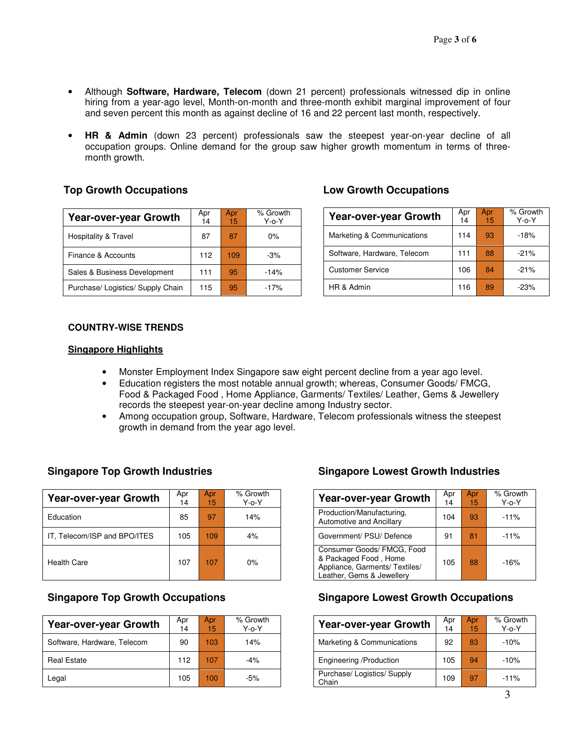- Although **Software, Hardware, Telecom** (down 21 percent) professionals witnessed dip in online hiring from a year-ago level, Month-on-month and three-month exhibit marginal improvement of four and seven percent this month as against decline of 16 and 22 percent last month, respectively.

- **HR & Admin** (down 23 percent) professionals saw the steepest year-on-year decline of all occupation groups. Online demand for the group saw higher growth momentum in terms of three-month growth.

### Top Growth Occupations

| Year-over-year Growth | Apr 14 | Apr 15 | % Growth Y-o-Y |
|---|---|---|---|
| Hospitality & Travel | 87 | 87 | 0% |
| Finance & Accounts | 112 | 109 | -3% |
| Sales & Business Development | 111 | 95 | -14% |
| Purchase/ Logistics/ Supply Chain | 115 | 95 | -17% |

### Low Growth Occupations

| Year-over-year Growth | Apr 14 | Apr 15 | % Growth Y-o-Y |
|---|---|---|---|
| Marketing & Communications | 114 | 93 | -18% |
| Software, Hardware, Telecom | 111 | 88 | -21% |
| Customer Service | 106 | 84 | -21% |
| HR & Admin | 116 | 89 | -23% |

## COUNTRY-WISE TRENDS

### Singapore Highlights

- Monster Employment Index Singapore saw eight percent decline from a year ago level.
- Education registers the most notable annual growth; whereas, Consumer Goods/ FMCG, Food & Packaged Food , Home Appliance, Garments/ Textiles/ Leather, Gems & Jewellery records the steepest year-on-year decline among Industry sector.
- Among occupation group, Software, Hardware, Telecom professionals witness the steepest growth in demand from the year ago level.

### Singapore Top Growth Industries

| Year-over-year Growth | Apr 14 | Apr 15 | % Growth Y-o-Y |
|---|---|---|---|
| Education | 85 | 97 | 14% |
| IT, Telecom/ISP and BPO/ITES | 105 | 109 | 4% |
| Health Care | 107 | 107 | 0% |

### Singapore Lowest Growth Industries

| Year-over-year Growth | Apr 14 | Apr 15 | % Growth Y-o-Y |
|---|---|---|---|
| Production/Manufacturing, Automotive and Ancillary | 104 | 93 | -11% |
| Government/ PSU/ Defence | 91 | 81 | -11% |
| Consumer Goods/ FMCG, Food & Packaged Food , Home Appliance, Garments/ Textiles/ Leather, Gems & Jewellery | 105 | 88 | -16% |

### Singapore Top Growth Occupations

| Year-over-year Growth | Apr 14 | Apr 15 | % Growth Y-o-Y |
|---|---|---|---|
| Software, Hardware, Telecom | 90 | 103 | 14% |
| Real Estate | 112 | 107 | -4% |
| Legal | 105 | 100 | -5% |

### Singapore Lowest Growth Occupations

| Year-over-year Growth | Apr 14 | Apr 15 | % Growth Y-o-Y |
|---|---|---|---|
| Marketing & Communications | 92 | 83 | -10% |
| Engineering /Production | 105 | 94 | -10% |
| Purchase/ Logistics/ Supply Chain | 109 | 97 | -11% |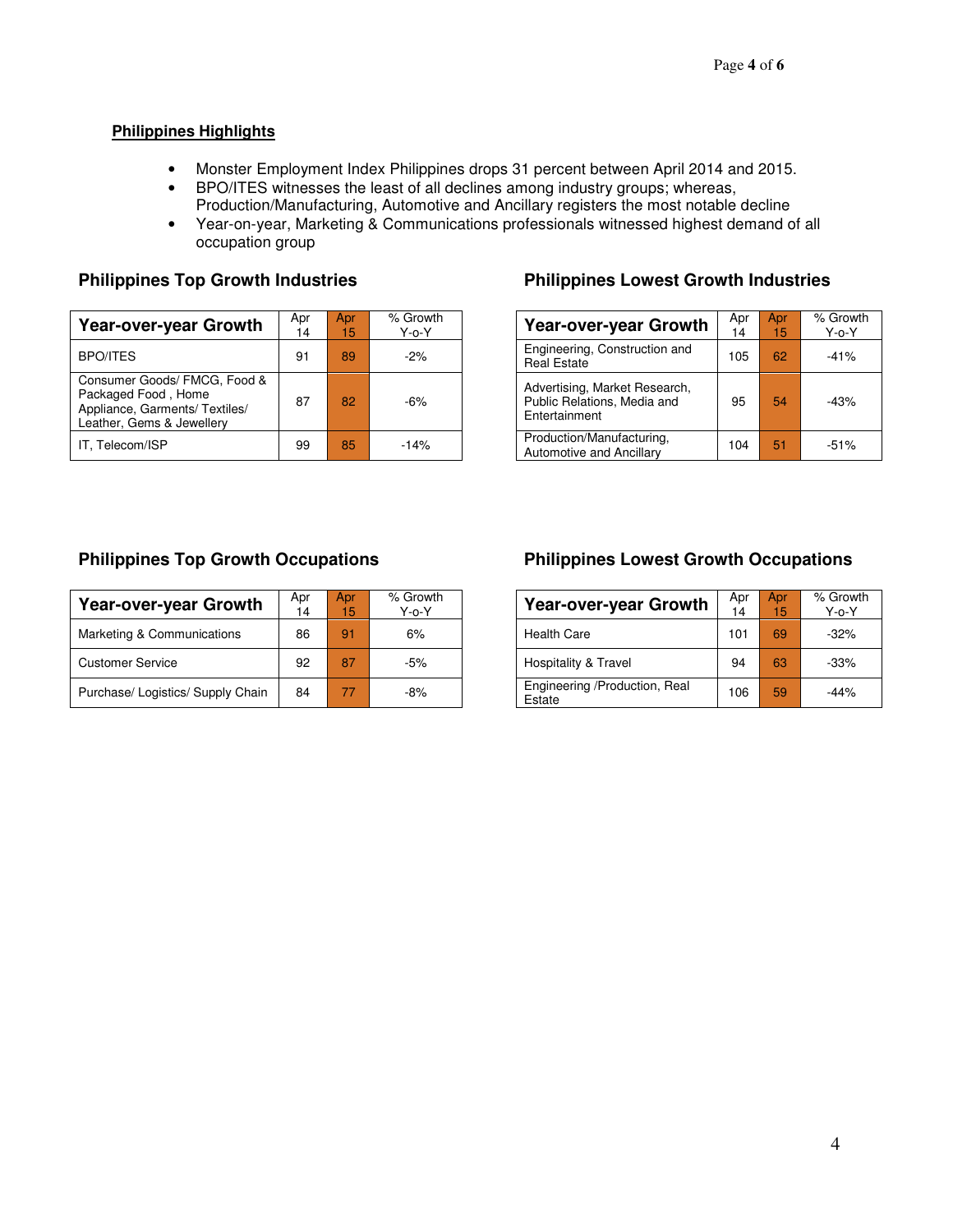## Philippines Highlights

- Monster Employment Index Philippines drops 31 percent between April 2014 and 2015.
- BPO/ITES witnesses the least of all declines among industry groups; whereas, Production/Manufacturing, Automotive and Ancillary registers the most notable decline
- Year-on-year, Marketing & Communications professionals witnessed highest demand of all occupation group

### Philippines Top Growth Industries

| Year-over-year Growth | Apr 14 | Apr 15 | % Growth Y-o-Y |
|---|---|---|---|
| BPO/ITES | 91 | 89 | -2% |
| Consumer Goods/ FMCG, Food & Packaged Food , Home Appliance, Garments/ Textiles/ Leather, Gems & Jewellery | 87 | 82 | -6% |
| IT, Telecom/ISP | 99 | 85 | -14% |

### Philippines Lowest Growth Industries

| Year-over-year Growth | Apr 14 | Apr 15 | % Growth Y-o-Y |
|---|---|---|---|
| Engineering, Construction and Real Estate | 105 | 62 | -41% |
| Advertising, Market Research, Public Relations, Media and Entertainment | 95 | 54 | -43% |
| Production/Manufacturing, Automotive and Ancillary | 104 | 51 | -51% |

### Philippines Top Growth Occupations

| Year-over-year Growth | Apr 14 | Apr 15 | % Growth Y-o-Y |
|---|---|---|---|
| Marketing & Communications | 86 | 91 | 6% |
| Customer Service | 92 | 87 | -5% |
| Purchase/ Logistics/ Supply Chain | 84 | 77 | -8% |

### Philippines Lowest Growth Occupations

| Year-over-year Growth | Apr 14 | Apr 15 | % Growth Y-o-Y |
|---|---|---|---|
| Health Care | 101 | 69 | -32% |
| Hospitality & Travel | 94 | 63 | -33% |
| Engineering /Production, Real Estate | 106 | 59 | -44% |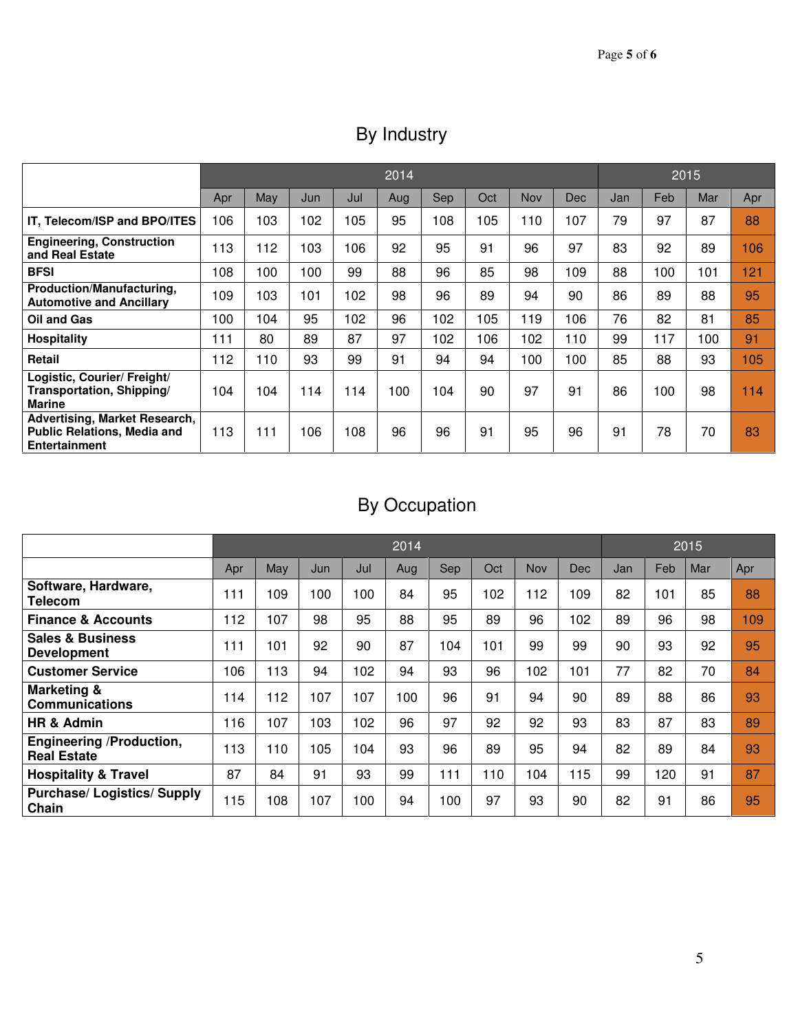## By Industry

| | 2014 | | | | | | | | | 2015 | | | |
|---|---|---|---|---|---|---|---|---|---|---|---|---|---|
| | Apr | May | Jun | Jul | Aug | Sep | Oct | Nov | Dec | Jan | Feb | Mar | Apr |
| **IT, Telecom/ISP and BPO/ITES** | 106 | 103 | 102 | 105 | 95 | 108 | 105 | 110 | 107 | 79 | 97 | 87 | 88 |
| **Engineering, Construction and Real Estate** | 113 | 112 | 103 | 106 | 92 | 95 | 91 | 96 | 97 | 83 | 92 | 89 | 106 |
| **BFSI** | 108 | 100 | 100 | 99 | 88 | 96 | 85 | 98 | 109 | 88 | 100 | 101 | 121 |
| **Production/Manufacturing, Automotive and Ancillary** | 109 | 103 | 101 | 102 | 98 | 96 | 89 | 94 | 90 | 86 | 89 | 88 | 95 |
| **Oil and Gas** | 100 | 104 | 95 | 102 | 96 | 102 | 105 | 119 | 106 | 76 | 82 | 81 | 85 |
| **Hospitality** | 111 | 80 | 89 | 87 | 97 | 102 | 106 | 102 | 110 | 99 | 117 | 100 | 91 |
| **Retail** | 112 | 110 | 93 | 99 | 91 | 94 | 94 | 100 | 100 | 85 | 88 | 93 | 105 |
| **Logistic, Courier/ Freight/ Transportation, Shipping/ Marine** | 104 | 104 | 114 | 114 | 100 | 104 | 90 | 97 | 91 | 86 | 100 | 98 | 114 |
| **Advertising, Market Research, Public Relations, Media and Entertainment** | 113 | 111 | 106 | 108 | 96 | 96 | 91 | 95 | 96 | 91 | 78 | 70 | 83 |

## By Occupation

| | 2014 | | | | | | | | | 2015 | | | |
|---|---|---|---|---|---|---|---|---|---|---|---|---|---|
| | Apr | May | Jun | Jul | Aug | Sep | Oct | Nov | Dec | Jan | Feb | Mar | Apr |
| **Software, Hardware, Telecom** | 111 | 109 | 100 | 100 | 84 | 95 | 102 | 112 | 109 | 82 | 101 | 85 | 88 |
| **Finance & Accounts** | 112 | 107 | 98 | 95 | 88 | 95 | 89 | 96 | 102 | 89 | 96 | 98 | 109 |
| **Sales & Business Development** | 111 | 101 | 92 | 90 | 87 | 104 | 101 | 99 | 99 | 90 | 93 | 92 | 95 |
| **Customer Service** | 106 | 113 | 94 | 102 | 94 | 93 | 96 | 102 | 101 | 77 | 82 | 70 | 84 |
| **Marketing & Communications** | 114 | 112 | 107 | 107 | 100 | 96 | 91 | 94 | 90 | 89 | 88 | 86 | 93 |
| **HR & Admin** | 116 | 107 | 103 | 102 | 96 | 97 | 92 | 92 | 93 | 83 | 87 | 83 | 89 |
| **Engineering /Production, Real Estate** | 113 | 110 | 105 | 104 | 93 | 96 | 89 | 95 | 94 | 82 | 89 | 84 | 93 |
| **Hospitality & Travel** | 87 | 84 | 91 | 93 | 99 | 111 | 110 | 104 | 115 | 99 | 120 | 91 | 87 |
| **Purchase/ Logistics/ Supply Chain** | 115 | 108 | 107 | 100 | 94 | 100 | 97 | 93 | 90 | 82 | 91 | 86 | 95 |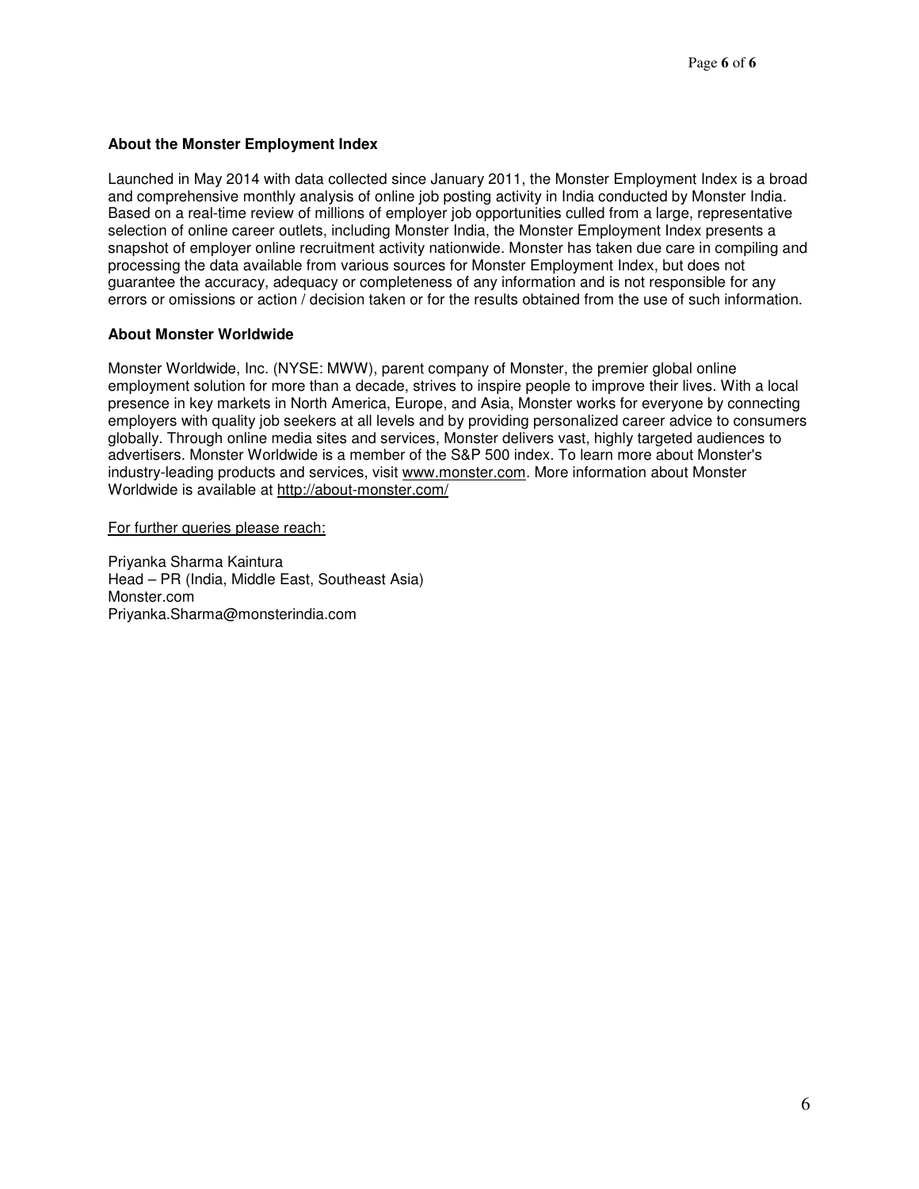### About the Monster Employment Index

Launched in May 2014 with data collected since January 2011, the Monster Employment Index is a broad and comprehensive monthly analysis of online job posting activity in India conducted by Monster India. Based on a real-time review of millions of employer job opportunities culled from a large, representative selection of online career outlets, including Monster India, the Monster Employment Index presents a snapshot of employer online recruitment activity nationwide. Monster has taken due care in compiling and processing the data available from various sources for Monster Employment Index, but does not guarantee the accuracy, adequacy or completeness of any information and is not responsible for any errors or omissions or action / decision taken or for the results obtained from the use of such information.

### About Monster Worldwide

Monster Worldwide, Inc. (NYSE: MWW), parent company of Monster, the premier global online employment solution for more than a decade, strives to inspire people to improve their lives. With a local presence in key markets in North America, Europe, and Asia, Monster works for everyone by connecting employers with quality job seekers at all levels and by providing personalized career advice to consumers globally. Through online media sites and services, Monster delivers vast, highly targeted audiences to advertisers. Monster Worldwide is a member of the S&P 500 index. To learn more about Monster's industry-leading products and services, visit www.monster.com. More information about Monster Worldwide is available at http://about-monster.com/

For further queries please reach:

Priyanka Sharma Kaintura
Head – PR (India, Middle East, Southeast Asia)
Monster.com
Priyanka.Sharma@monsterindia.com